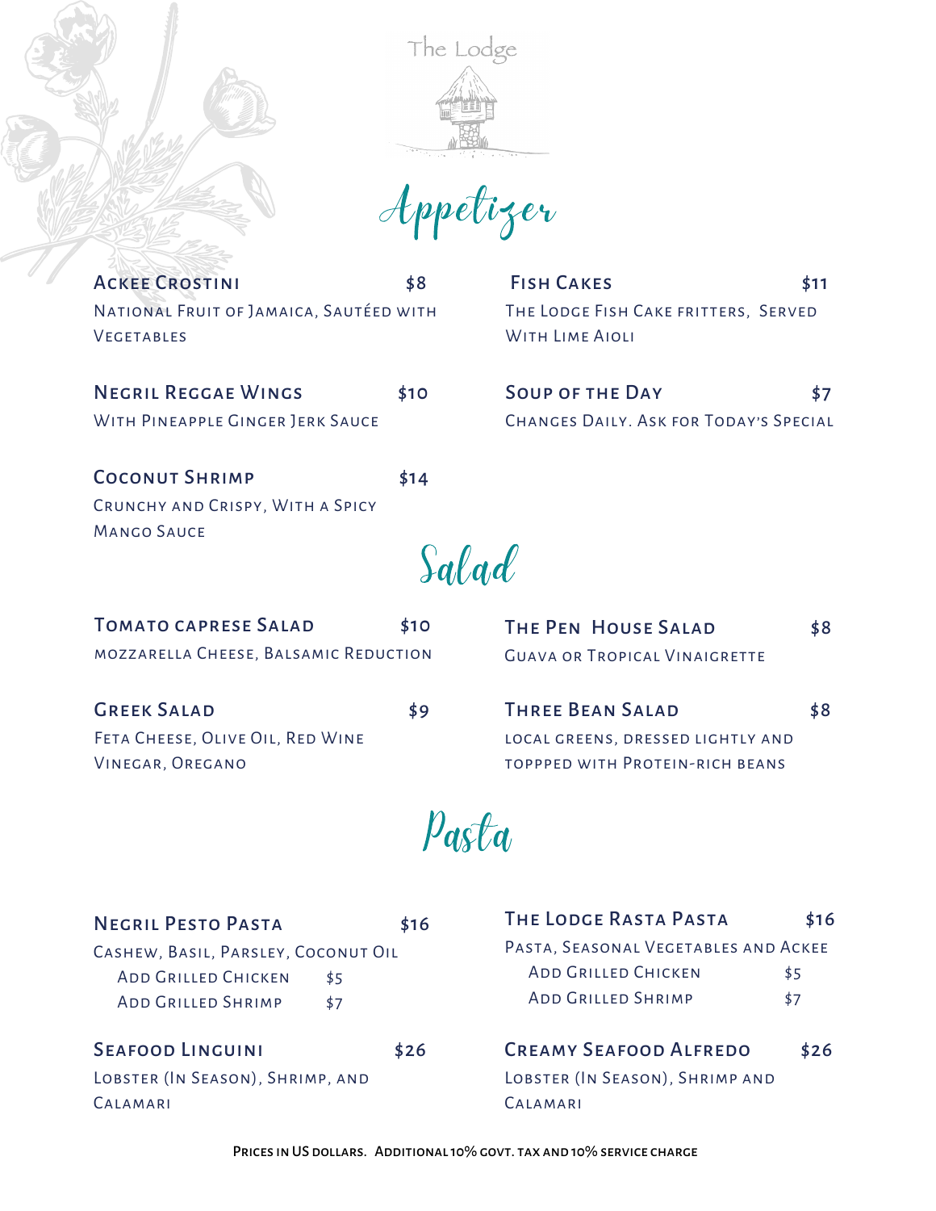# The Lodge

## Appetizer

**Ackee Crostini** $8
National Fruit of Jamaica, Sautéed with Vegetables

**Negril Reggae Wings** $10
With Pineapple Ginger Jerk Sauce

**Coconut Shrimp** $14
Crunchy and Crispy, With a Spicy Mango Sauce

**Fish Cakes** $11
The Lodge Fish Cake fritters, Served With Lime Aioli

**Soup of the Day** $7
Changes Daily. Ask for Today's Special

## Salad

**Tomato caprese Salad** $10
mozzarella Cheese, Balsamic Reduction

**Greek Salad** $9
Feta Cheese, Olive Oil, Red Wine Vinegar, Oregano

**The Pen House Salad** $8
Guava or Tropical Vinaigrette

**Three Bean Salad** $8
local greens, dressed lightly and toppped with Protein-rich beans

## Pasta

**Negril Pesto Pasta** $16
Cashew, Basil, Parsley, Coconut Oil
- Add Grilled Chicken $5
- Add Grilled Shrimp $7

**Seafood Linguini** $26
Lobster (In Season), Shrimp, and Calamari

**The Lodge Rasta Pasta** $16
Pasta, Seasonal Vegetables and Ackee
- Add Grilled Chicken $5
- Add Grilled Shrimp $7

**Creamy Seafood Alfredo** $26
Lobster (In Season), Shrimp and Calamari

Prices in US dollars. Additional 10% govt. tax and 10% service charge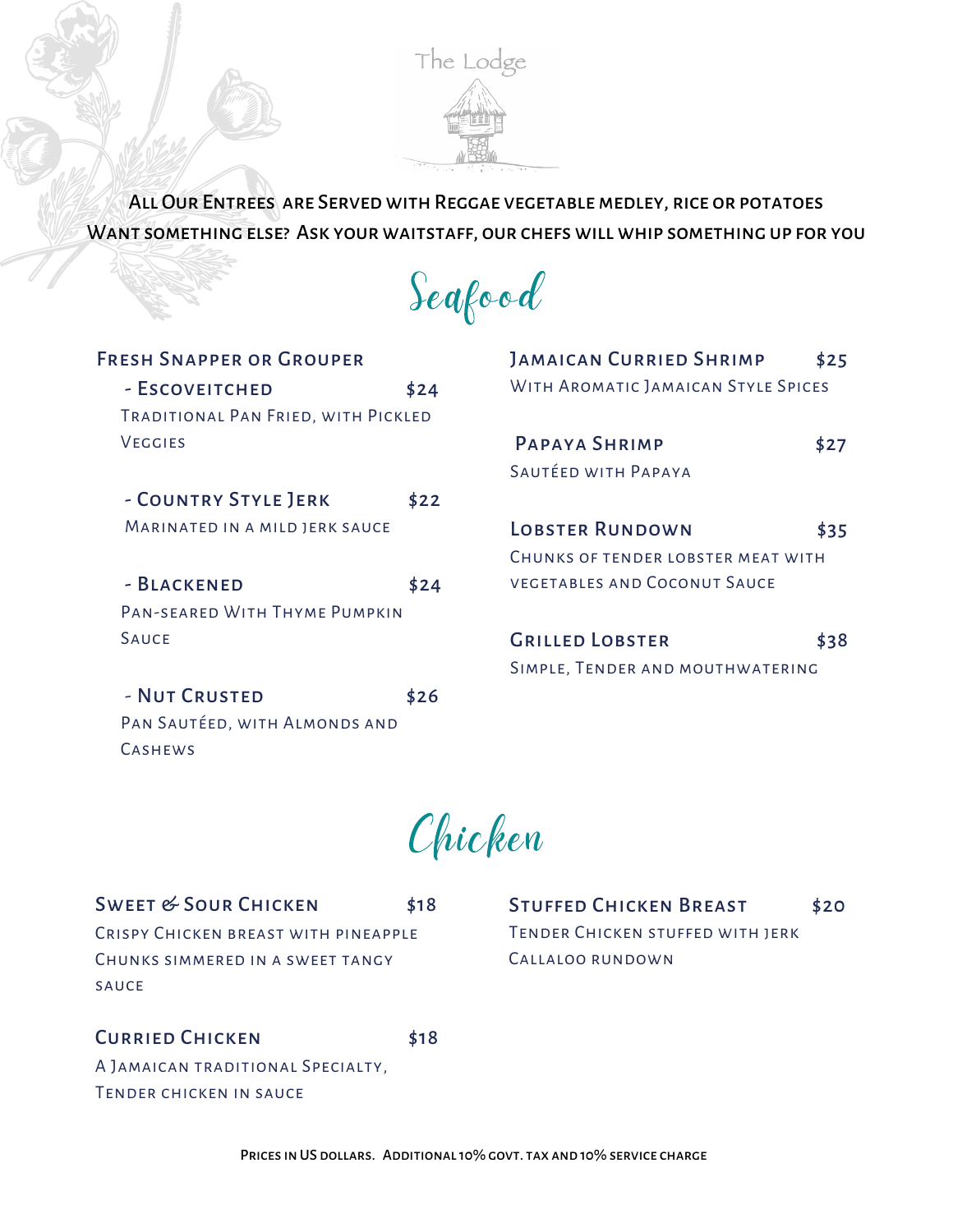The Lodge

All Our Entrees are Served with Reggae vegetable medley, rice or potatoes
Want something else? Ask your waitstaff, our chefs will whip something up for you

# Seafood

### Fresh Snapper or Grouper

**- Escoveitched** $24
Traditional Pan Fried, with Pickled Veggies

**- Country Style Jerk** $22
Marinated in a mild jerk sauce

**- Blackened** $24
Pan-seared With Thyme Pumpkin Sauce

**- Nut Crusted** $26
Pan Sautéed, with Almonds and Cashews

**Jamaican Curried Shrimp** $25
With Aromatic Jamaican Style Spices

**Papaya Shrimp** $27
Sautéed with Papaya

**Lobster Rundown** $35
Chunks of tender lobster meat with vegetables and Coconut Sauce

**Grilled Lobster** $38
Simple, Tender and mouthwatering

# Chicken

**Sweet & Sour Chicken** $18
Crispy Chicken breast with pineapple chunks simmered in a sweet tangy sauce

**Curried Chicken** $18
A Jamaican traditional Specialty, Tender chicken in sauce

**Stuffed Chicken Breast** $20
Tender Chicken stuffed with jerk Callaloo rundown

Prices in US dollars. Additional 10% govt. tax and 10% service charge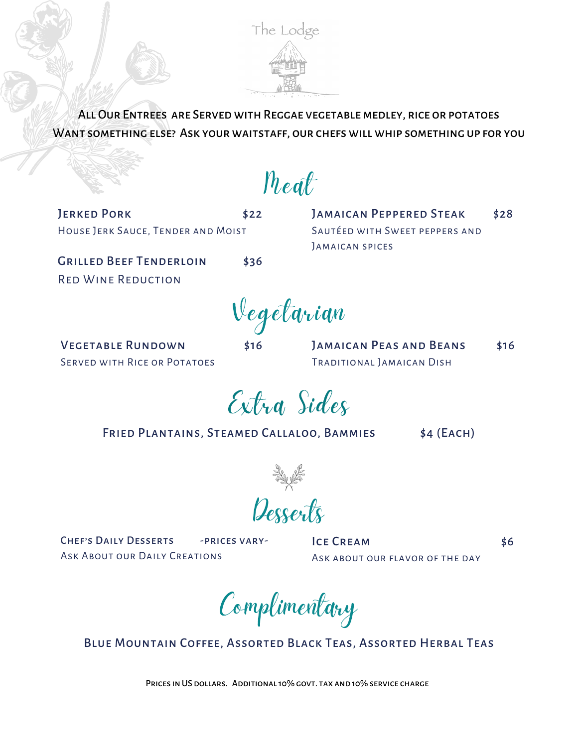The Lodge

**All Our Entrees are Served with Reggae vegetable medley, rice or potatoes**
**Want something else? Ask your waitstaff, our chefs will whip something up for you**

## Meat

**Jerked Pork** $22
House Jerk Sauce, Tender and Moist

**Grilled Beef Tenderloin** $36
Red Wine Reduction

**Jamaican Peppered Steak** $28
Sautéed with Sweet peppers and Jamaican spices

## Vegetarian

**Vegetable Rundown** $16
Served with Rice or Potatoes

**Jamaican Peas and Beans** $16
Traditional Jamaican Dish

## Extra Sides

**Fried Plantains, Steamed Callaloo, Bammies** $4 (Each)

## Desserts

**Chef's Daily Desserts** -prices vary-
Ask About our Daily Creations

**Ice Cream** $6
Ask about our flavor of the day

## Complimentary

**Blue Mountain Coffee, Assorted Black Teas, Assorted Herbal Teas**

Prices in US dollars. Additional 10% govt. tax and 10% service charge